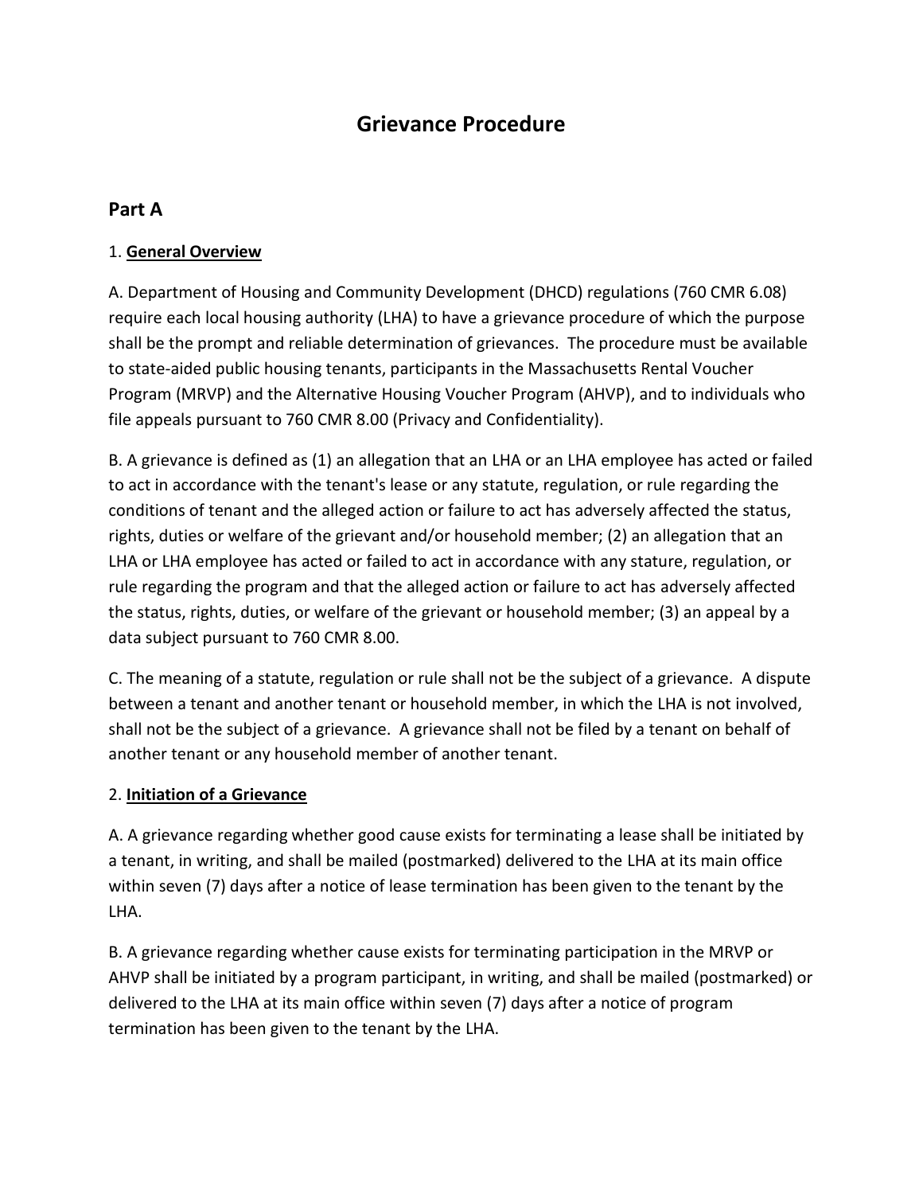# Grievance Procedure

## Part A

1. **General Overview**

A. Department of Housing and Community Development (DHCD) regulations (760 CMR 6.08) require each local housing authority (LHA) to have a grievance procedure of which the purpose shall be the prompt and reliable determination of grievances. The procedure must be available to state-aided public housing tenants, participants in the Massachusetts Rental Voucher Program (MRVP) and the Alternative Housing Voucher Program (AHVP), and to individuals who file appeals pursuant to 760 CMR 8.00 (Privacy and Confidentiality).

B. A grievance is defined as (1) an allegation that an LHA or an LHA employee has acted or failed to act in accordance with the tenant's lease or any statute, regulation, or rule regarding the conditions of tenant and the alleged action or failure to act has adversely affected the status, rights, duties or welfare of the grievant and/or household member; (2) an allegation that an LHA or LHA employee has acted or failed to act in accordance with any stature, regulation, or rule regarding the program and that the alleged action or failure to act has adversely affected the status, rights, duties, or welfare of the grievant or household member; (3) an appeal by a data subject pursuant to 760 CMR 8.00.

C. The meaning of a statute, regulation or rule shall not be the subject of a grievance. A dispute between a tenant and another tenant or household member, in which the LHA is not involved, shall not be the subject of a grievance. A grievance shall not be filed by a tenant on behalf of another tenant or any household member of another tenant.

2. **Initiation of a Grievance**

A. A grievance regarding whether good cause exists for terminating a lease shall be initiated by a tenant, in writing, and shall be mailed (postmarked) delivered to the LHA at its main office within seven (7) days after a notice of lease termination has been given to the tenant by the LHA.

B. A grievance regarding whether cause exists for terminating participation in the MRVP or AHVP shall be initiated by a program participant, in writing, and shall be mailed (postmarked) or delivered to the LHA at its main office within seven (7) days after a notice of program termination has been given to the tenant by the LHA.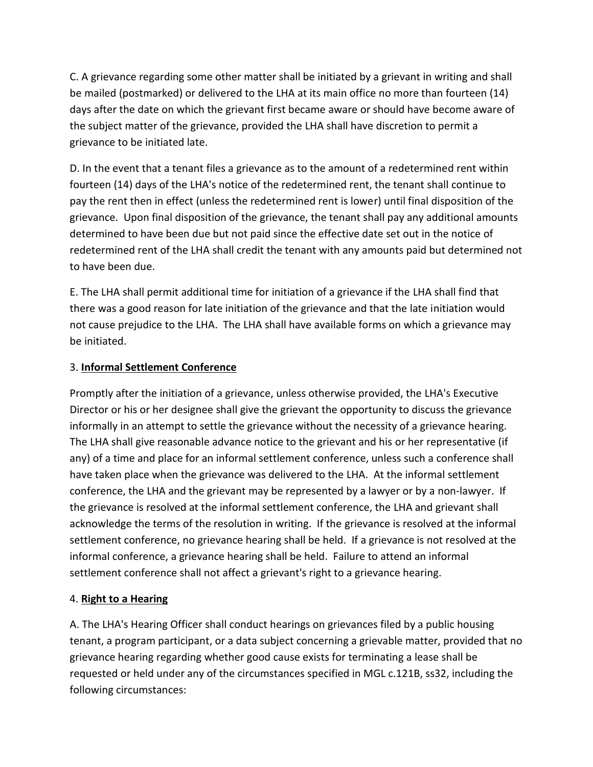C. A grievance regarding some other matter shall be initiated by a grievant in writing and shall be mailed (postmarked) or delivered to the LHA at its main office no more than fourteen (14) days after the date on which the grievant first became aware or should have become aware of the subject matter of the grievance, provided the LHA shall have discretion to permit a grievance to be initiated late.

D. In the event that a tenant files a grievance as to the amount of a redetermined rent within fourteen (14) days of the LHA's notice of the redetermined rent, the tenant shall continue to pay the rent then in effect (unless the redetermined rent is lower) until final disposition of the grievance. Upon final disposition of the grievance, the tenant shall pay any additional amounts determined to have been due but not paid since the effective date set out in the notice of redetermined rent of the LHA shall credit the tenant with any amounts paid but determined not to have been due.

E. The LHA shall permit additional time for initiation of a grievance if the LHA shall find that there was a good reason for late initiation of the grievance and that the late initiation would not cause prejudice to the LHA. The LHA shall have available forms on which a grievance may be initiated.

3. **Informal Settlement Conference**

Promptly after the initiation of a grievance, unless otherwise provided, the LHA's Executive Director or his or her designee shall give the grievant the opportunity to discuss the grievance informally in an attempt to settle the grievance without the necessity of a grievance hearing. The LHA shall give reasonable advance notice to the grievant and his or her representative (if any) of a time and place for an informal settlement conference, unless such a conference shall have taken place when the grievance was delivered to the LHA. At the informal settlement conference, the LHA and the grievant may be represented by a lawyer or by a non-lawyer. If the grievance is resolved at the informal settlement conference, the LHA and grievant shall acknowledge the terms of the resolution in writing. If the grievance is resolved at the informal settlement conference, no grievance hearing shall be held. If a grievance is not resolved at the informal conference, a grievance hearing shall be held. Failure to attend an informal settlement conference shall not affect a grievant's right to a grievance hearing.

4. **Right to a Hearing**

A. The LHA's Hearing Officer shall conduct hearings on grievances filed by a public housing tenant, a program participant, or a data subject concerning a grievable matter, provided that no grievance hearing regarding whether good cause exists for terminating a lease shall be requested or held under any of the circumstances specified in MGL c.121B, ss32, including the following circumstances: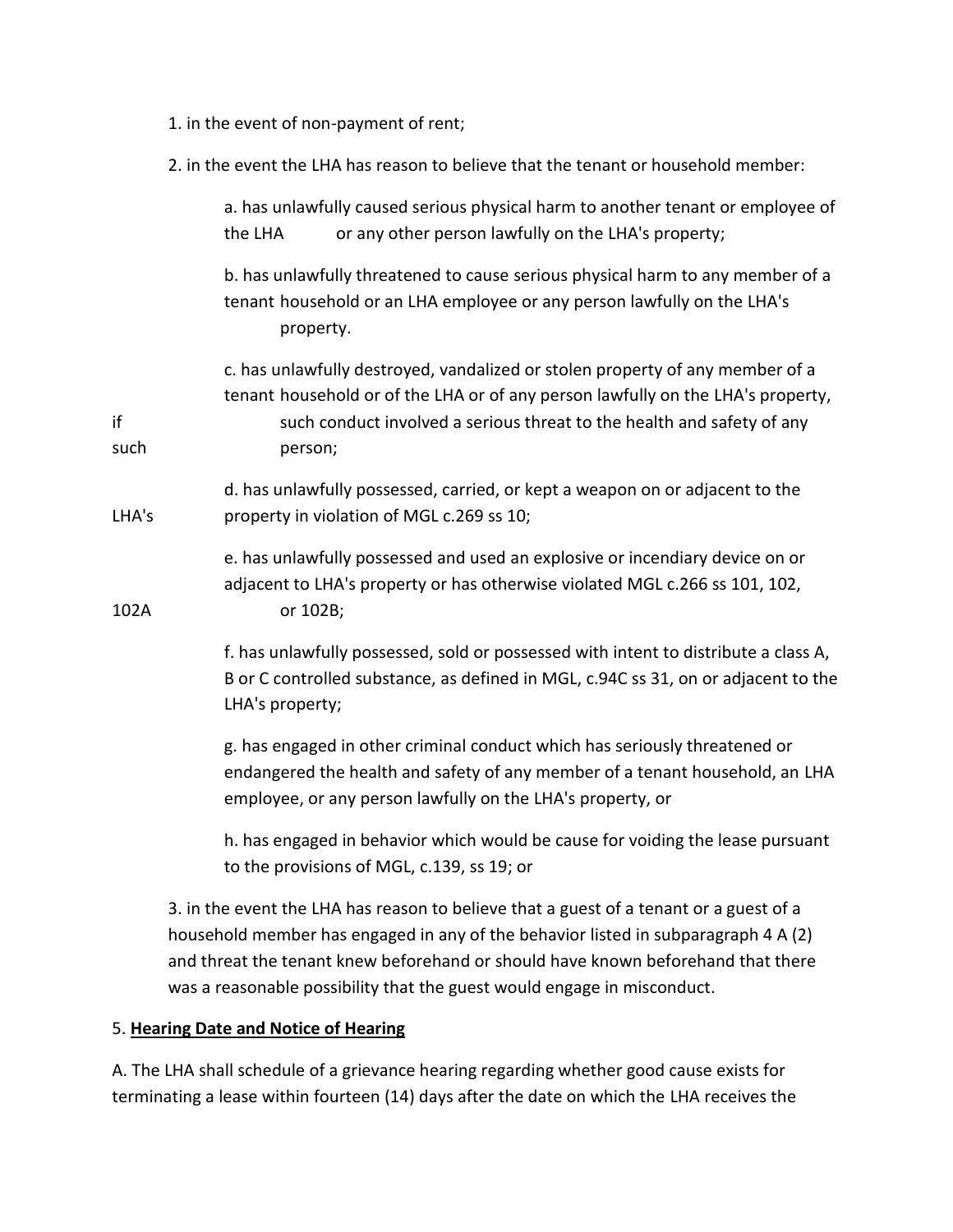1. in the event of non-payment of rent;

2. in the event the LHA has reason to believe that the tenant or household member:

   a. has unlawfully caused serious physical harm to another tenant or employee of the LHA or any other person lawfully on the LHA's property;

   b. has unlawfully threatened to cause serious physical harm to any member of a tenant household or an LHA employee or any person lawfully on the LHA's property.

   c. has unlawfully destroyed, vandalized or stolen property of any member of a tenant household or of the LHA or of any person lawfully on the LHA's property, if such conduct involved a serious threat to the health and safety of any such person;

   d. has unlawfully possessed, carried, or kept a weapon on or adjacent to the LHA's property in violation of MGL c.269 ss 10;

   e. has unlawfully possessed and used an explosive or incendiary device on or adjacent to LHA's property or has otherwise violated MGL c.266 ss 101, 102, 102A or 102B;

   f. has unlawfully possessed, sold or possessed with intent to distribute a class A, B or C controlled substance, as defined in MGL, c.94C ss 31, on or adjacent to the LHA's property;

   g. has engaged in other criminal conduct which has seriously threatened or endangered the health and safety of any member of a tenant household, an LHA employee, or any person lawfully on the LHA's property, or

   h. has engaged in behavior which would be cause for voiding the lease pursuant to the provisions of MGL, c.139, ss 19; or

3. in the event the LHA has reason to believe that a guest of a tenant or a guest of a household member has engaged in any of the behavior listed in subparagraph 4 A (2) and threat the tenant knew beforehand or should have known beforehand that there was a reasonable possibility that the guest would engage in misconduct.

5. **Hearing Date and Notice of Hearing**

A. The LHA shall schedule of a grievance hearing regarding whether good cause exists for terminating a lease within fourteen (14) days after the date on which the LHA receives the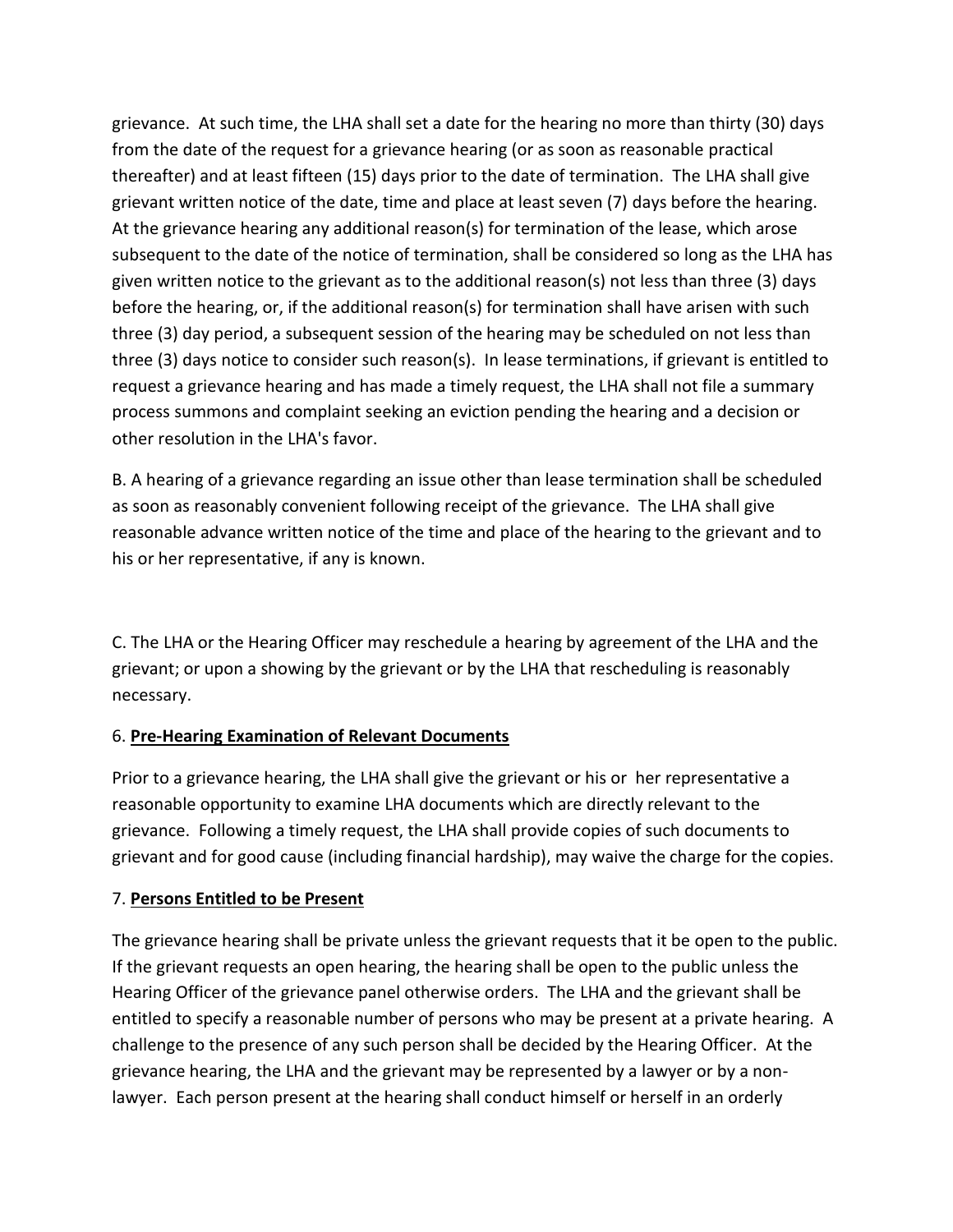grievance. At such time, the LHA shall set a date for the hearing no more than thirty (30) days from the date of the request for a grievance hearing (or as soon as reasonable practical thereafter) and at least fifteen (15) days prior to the date of termination. The LHA shall give grievant written notice of the date, time and place at least seven (7) days before the hearing. At the grievance hearing any additional reason(s) for termination of the lease, which arose subsequent to the date of the notice of termination, shall be considered so long as the LHA has given written notice to the grievant as to the additional reason(s) not less than three (3) days before the hearing, or, if the additional reason(s) for termination shall have arisen with such three (3) day period, a subsequent session of the hearing may be scheduled on not less than three (3) days notice to consider such reason(s). In lease terminations, if grievant is entitled to request a grievance hearing and has made a timely request, the LHA shall not file a summary process summons and complaint seeking an eviction pending the hearing and a decision or other resolution in the LHA's favor.

B. A hearing of a grievance regarding an issue other than lease termination shall be scheduled as soon as reasonably convenient following receipt of the grievance. The LHA shall give reasonable advance written notice of the time and place of the hearing to the grievant and to his or her representative, if any is known.

C. The LHA or the Hearing Officer may reschedule a hearing by agreement of the LHA and the grievant; or upon a showing by the grievant or by the LHA that rescheduling is reasonably necessary.

6. **Pre-Hearing Examination of Relevant Documents**

Prior to a grievance hearing, the LHA shall give the grievant or his or her representative a reasonable opportunity to examine LHA documents which are directly relevant to the grievance. Following a timely request, the LHA shall provide copies of such documents to grievant and for good cause (including financial hardship), may waive the charge for the copies.

7. **Persons Entitled to be Present**

The grievance hearing shall be private unless the grievant requests that it be open to the public. If the grievant requests an open hearing, the hearing shall be open to the public unless the Hearing Officer of the grievance panel otherwise orders. The LHA and the grievant shall be entitled to specify a reasonable number of persons who may be present at a private hearing. A challenge to the presence of any such person shall be decided by the Hearing Officer. At the grievance hearing, the LHA and the grievant may be represented by a lawyer or by a non-lawyer. Each person present at the hearing shall conduct himself or herself in an orderly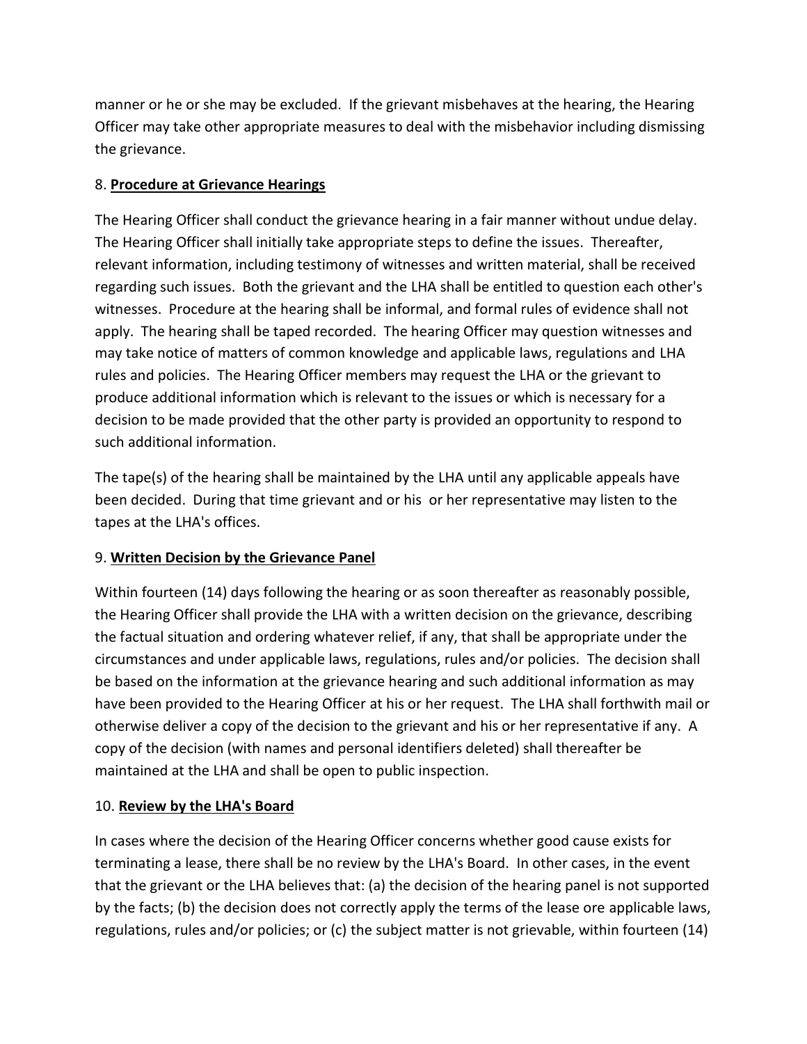manner or he or she may be excluded. If the grievant misbehaves at the hearing, the Hearing Officer may take other appropriate measures to deal with the misbehavior including dismissing the grievance.

8. **Procedure at Grievance Hearings**

The Hearing Officer shall conduct the grievance hearing in a fair manner without undue delay. The Hearing Officer shall initially take appropriate steps to define the issues. Thereafter, relevant information, including testimony of witnesses and written material, shall be received regarding such issues. Both the grievant and the LHA shall be entitled to question each other's witnesses. Procedure at the hearing shall be informal, and formal rules of evidence shall not apply. The hearing shall be taped recorded. The hearing Officer may question witnesses and may take notice of matters of common knowledge and applicable laws, regulations and LHA rules and policies. The Hearing Officer members may request the LHA or the grievant to produce additional information which is relevant to the issues or which is necessary for a decision to be made provided that the other party is provided an opportunity to respond to such additional information.

The tape(s) of the hearing shall be maintained by the LHA until any applicable appeals have been decided. During that time grievant and or his or her representative may listen to the tapes at the LHA's offices.

9. **Written Decision by the Grievance Panel**

Within fourteen (14) days following the hearing or as soon thereafter as reasonably possible, the Hearing Officer shall provide the LHA with a written decision on the grievance, describing the factual situation and ordering whatever relief, if any, that shall be appropriate under the circumstances and under applicable laws, regulations, rules and/or policies. The decision shall be based on the information at the grievance hearing and such additional information as may have been provided to the Hearing Officer at his or her request. The LHA shall forthwith mail or otherwise deliver a copy of the decision to the grievant and his or her representative if any. A copy of the decision (with names and personal identifiers deleted) shall thereafter be maintained at the LHA and shall be open to public inspection.

10. **Review by the LHA's Board**

In cases where the decision of the Hearing Officer concerns whether good cause exists for terminating a lease, there shall be no review by the LHA's Board. In other cases, in the event that the grievant or the LHA believes that: (a) the decision of the hearing panel is not supported by the facts; (b) the decision does not correctly apply the terms of the lease ore applicable laws, regulations, rules and/or policies; or (c) the subject matter is not grievable, within fourteen (14)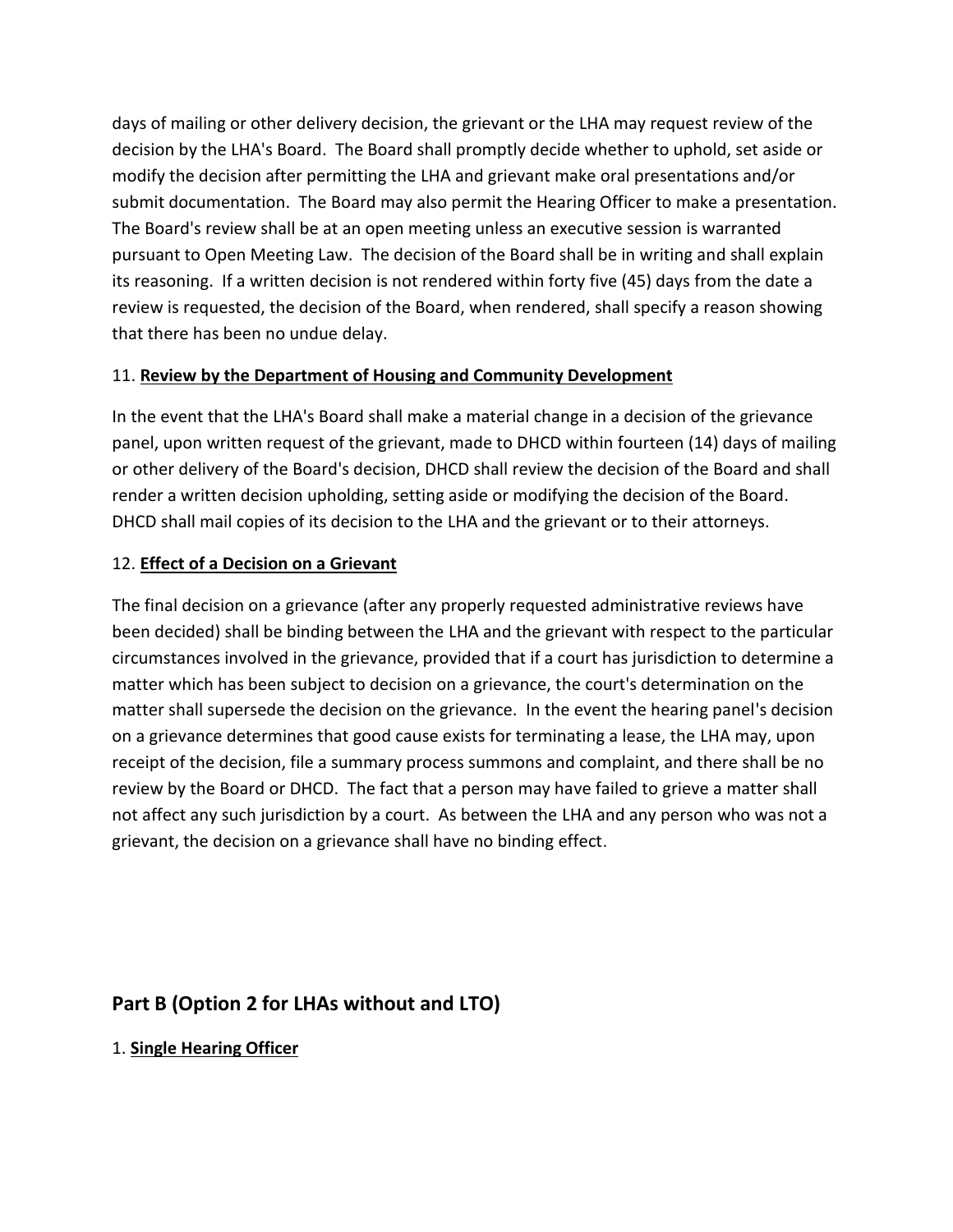days of mailing or other delivery decision, the grievant or the LHA may request review of the decision by the LHA's Board. The Board shall promptly decide whether to uphold, set aside or modify the decision after permitting the LHA and grievant make oral presentations and/or submit documentation. The Board may also permit the Hearing Officer to make a presentation. The Board's review shall be at an open meeting unless an executive session is warranted pursuant to Open Meeting Law. The decision of the Board shall be in writing and shall explain its reasoning. If a written decision is not rendered within forty five (45) days from the date a review is requested, the decision of the Board, when rendered, shall specify a reason showing that there has been no undue delay.

11. **Review by the Department of Housing and Community Development**

In the event that the LHA's Board shall make a material change in a decision of the grievance panel, upon written request of the grievant, made to DHCD within fourteen (14) days of mailing or other delivery of the Board's decision, DHCD shall review the decision of the Board and shall render a written decision upholding, setting aside or modifying the decision of the Board. DHCD shall mail copies of its decision to the LHA and the grievant or to their attorneys.

12. **Effect of a Decision on a Grievant**

The final decision on a grievance (after any properly requested administrative reviews have been decided) shall be binding between the LHA and the grievant with respect to the particular circumstances involved in the grievance, provided that if a court has jurisdiction to determine a matter which has been subject to decision on a grievance, the court's determination on the matter shall supersede the decision on the grievance. In the event the hearing panel's decision on a grievance determines that good cause exists for terminating a lease, the LHA may, upon receipt of the decision, file a summary process summons and complaint, and there shall be no review by the Board or DHCD. The fact that a person may have failed to grieve a matter shall not affect any such jurisdiction by a court. As between the LHA and any person who was not a grievant, the decision on a grievance shall have no binding effect.

## Part B (Option 2 for LHAs without and LTO)

1. **Single Hearing Officer**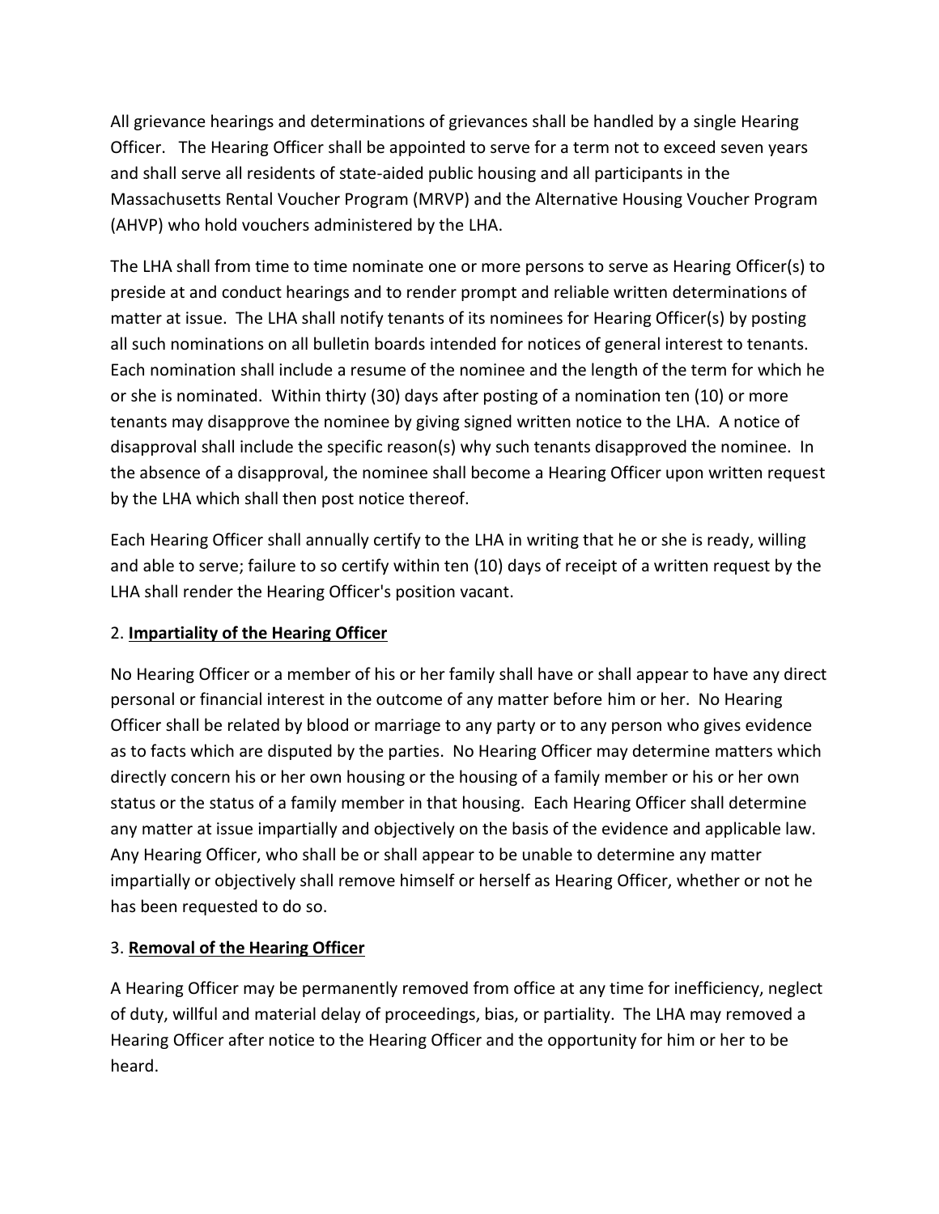All grievance hearings and determinations of grievances shall be handled by a single Hearing Officer. The Hearing Officer shall be appointed to serve for a term not to exceed seven years and shall serve all residents of state-aided public housing and all participants in the Massachusetts Rental Voucher Program (MRVP) and the Alternative Housing Voucher Program (AHVP) who hold vouchers administered by the LHA.

The LHA shall from time to time nominate one or more persons to serve as Hearing Officer(s) to preside at and conduct hearings and to render prompt and reliable written determinations of matter at issue. The LHA shall notify tenants of its nominees for Hearing Officer(s) by posting all such nominations on all bulletin boards intended for notices of general interest to tenants. Each nomination shall include a resume of the nominee and the length of the term for which he or she is nominated. Within thirty (30) days after posting of a nomination ten (10) or more tenants may disapprove the nominee by giving signed written notice to the LHA. A notice of disapproval shall include the specific reason(s) why such tenants disapproved the nominee. In the absence of a disapproval, the nominee shall become a Hearing Officer upon written request by the LHA which shall then post notice thereof.

Each Hearing Officer shall annually certify to the LHA in writing that he or she is ready, willing and able to serve; failure to so certify within ten (10) days of receipt of a written request by the LHA shall render the Hearing Officer's position vacant.

## 2. Impartiality of the Hearing Officer

No Hearing Officer or a member of his or her family shall have or shall appear to have any direct personal or financial interest in the outcome of any matter before him or her. No Hearing Officer shall be related by blood or marriage to any party or to any person who gives evidence as to facts which are disputed by the parties. No Hearing Officer may determine matters which directly concern his or her own housing or the housing of a family member or his or her own status or the status of a family member in that housing. Each Hearing Officer shall determine any matter at issue impartially and objectively on the basis of the evidence and applicable law. Any Hearing Officer, who shall be or shall appear to be unable to determine any matter impartially or objectively shall remove himself or herself as Hearing Officer, whether or not he has been requested to do so.

## 3. Removal of the Hearing Officer

A Hearing Officer may be permanently removed from office at any time for inefficiency, neglect of duty, willful and material delay of proceedings, bias, or partiality. The LHA may removed a Hearing Officer after notice to the Hearing Officer and the opportunity for him or her to be heard.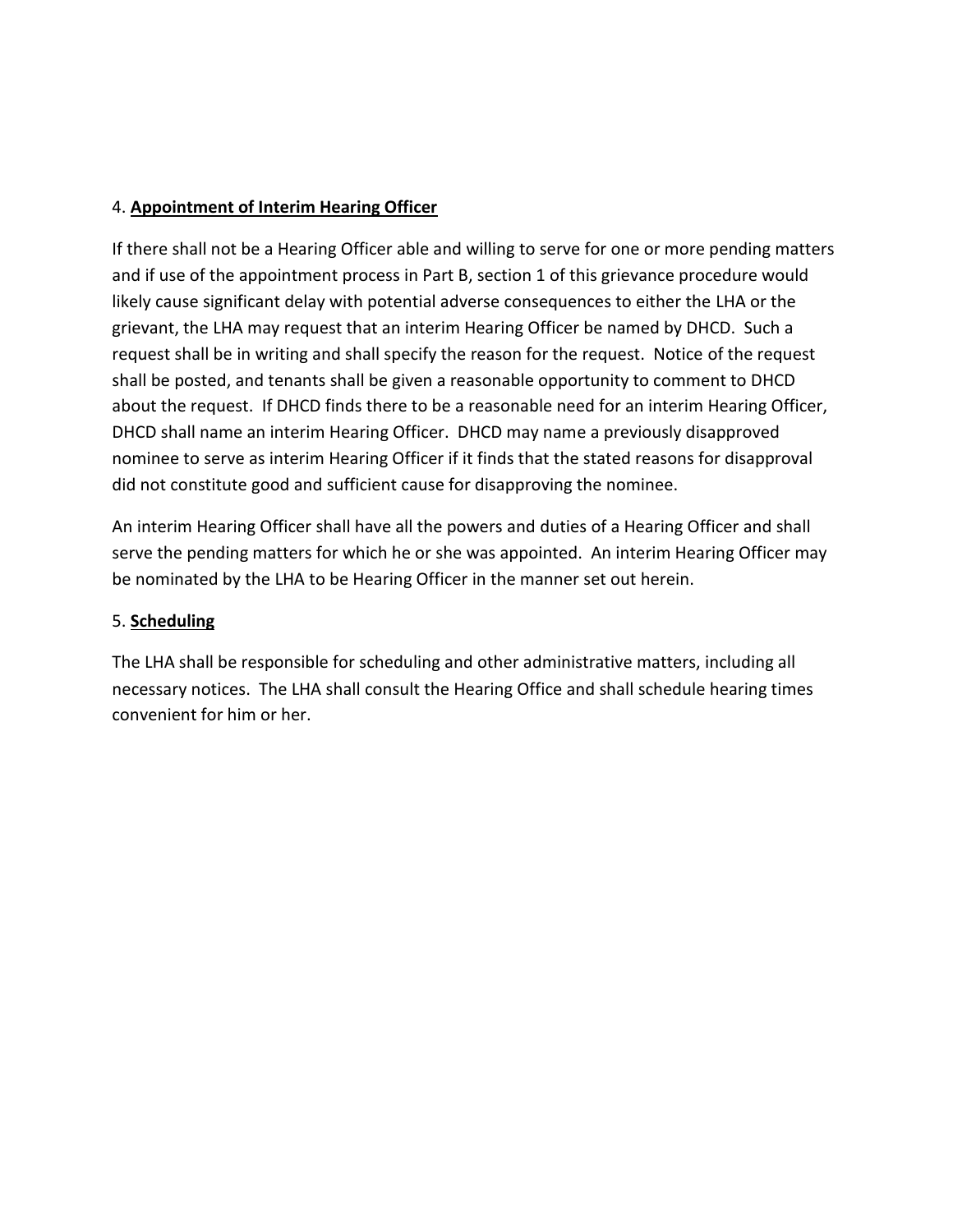4. **Appointment of Interim Hearing Officer**

If there shall not be a Hearing Officer able and willing to serve for one or more pending matters and if use of the appointment process in Part B, section 1 of this grievance procedure would likely cause significant delay with potential adverse consequences to either the LHA or the grievant, the LHA may request that an interim Hearing Officer be named by DHCD. Such a request shall be in writing and shall specify the reason for the request. Notice of the request shall be posted, and tenants shall be given a reasonable opportunity to comment to DHCD about the request. If DHCD finds there to be a reasonable need for an interim Hearing Officer, DHCD shall name an interim Hearing Officer. DHCD may name a previously disapproved nominee to serve as interim Hearing Officer if it finds that the stated reasons for disapproval did not constitute good and sufficient cause for disapproving the nominee.

An interim Hearing Officer shall have all the powers and duties of a Hearing Officer and shall serve the pending matters for which he or she was appointed. An interim Hearing Officer may be nominated by the LHA to be Hearing Officer in the manner set out herein.

5. **Scheduling**

The LHA shall be responsible for scheduling and other administrative matters, including all necessary notices. The LHA shall consult the Hearing Office and shall schedule hearing times convenient for him or her.